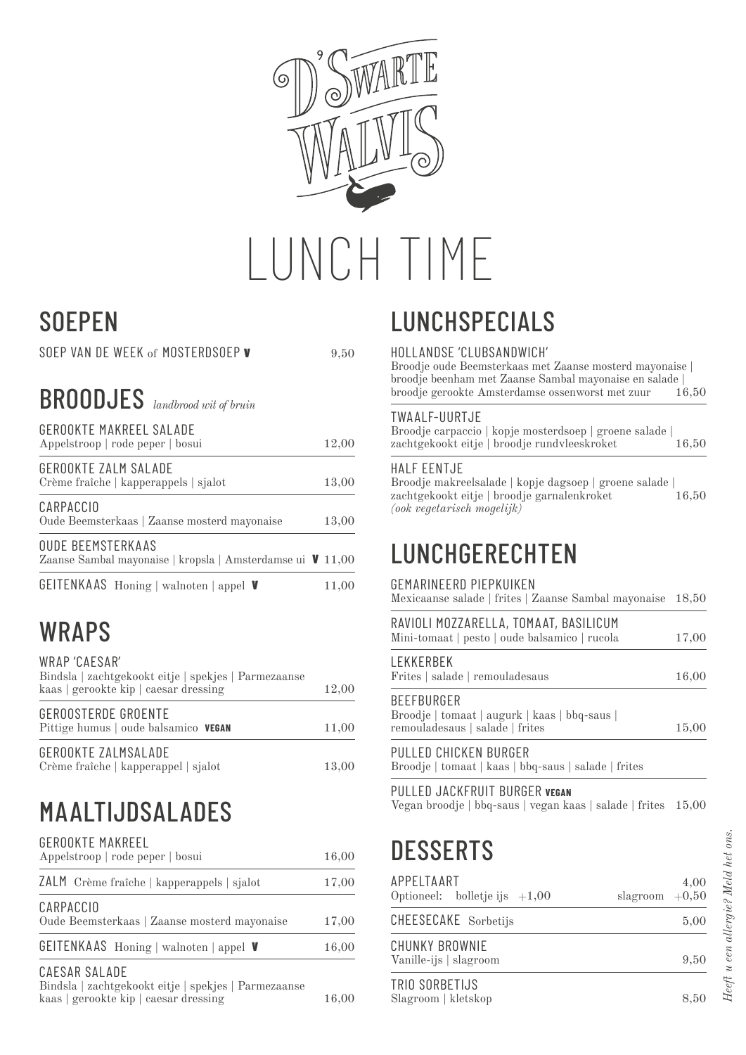# D' Swarte Walvis

# LUNCH TIME

## SOEPEN

SOEP VAN DE WEEK of MOSTERDSOEP **V** — 9,50

## BROODJES *landbrood wit of bruin*

GEROOKTE MAKREEL SALADE
Appelstroop | rode peper | bosui — 12,00

GEROOKTE ZALM SALADE
Crème fraîche | kapperappels | sjalot — 13,00

CARPACCIO
Oude Beemsterkaas | Zaanse mosterd mayonaise — 13,00

OUDE BEEMSTERKAAS
Zaanse Sambal mayonaise | kropsla | Amsterdamse ui **V** — 11,00

GEITENKAAS Honing | walnoten | appel **V** — 11,00

## WRAPS

WRAP 'CAESAR'
Bindsla | zachtgekookt eitje | spekjes | Parmezaanse kaas | gerookte kip | caesar dressing — 12,00

GEROOSTERDE GROENTE
Pittige humus | oude balsamico **VEGAN** — 11,00

GEROOKTE ZALMSALADE
Crème fraîche | kapperappel | sjalot — 13,00

## MAALTIJDSALADES

GEROOKTE MAKREEL
Appelstroop | rode peper | bosui — 16,00

ZALM Crème fraîche | kapperappels | sjalot — 17,00

CARPACCIO
Oude Beemsterkaas | Zaanse mosterd mayonaise — 17,00

GEITENKAAS Honing | walnoten | appel **V** — 16,00

CAESAR SALADE
Bindsla | zachtgekookt eitje | spekjes | Parmezaanse kaas | gerookte kip | caesar dressing — 16,00

## LUNCHSPECIALS

HOLLANDSE 'CLUBSANDWICH'
Broodje oude Beemsterkaas met Zaanse mosterd mayonaise | broodje beenham met Zaanse Sambal mayonaise en salade | broodje gerookte Amsterdamse ossenworst met zuur — 16,50

TWAALF-UURTJE
Broodje carpaccio | kopje mosterdsoep | groene salade | zachtgekookt eitje | broodje rundvleeskroket — 16,50

HALF EENTJE
Broodje makreelsalade | kopje dagsoep | groene salade | zachtgekookt eitje | broodje garnalenkroket — 16,50
*(ook vegetarisch mogelijk)*

## LUNCHGERECHTEN

GEMARINEERD PIEPKUIKEN
Mexicaanse salade | frites | Zaanse Sambal mayonaise — 18,50

RAVIOLI MOZZARELLA, TOMAAT, BASILICUM
Mini-tomaat | pesto | oude balsamico | rucola — 17,00

LEKKERBEK
Frites | salade | remouladesaus — 16,00

BEEFBURGER
Broodje | tomaat | augurk | kaas | bbq-saus | remouladesaus | salade | frites — 15,00

PULLED CHICKEN BURGER
Broodje | tomaat | kaas | bbq-saus | salade | frites

PULLED JACKFRUIT BURGER **VEGAN**
Vegan broodje | bbq-saus | vegan kaas | salade | frites — 15,00

## DESSERTS

APPELTAART — 4,00
Optioneel: bolletje ijs +1,00 slagroom +0,50

CHEESECAKE Sorbetijs — 5,00

CHUNKY BROWNIE
Vanille-ijs | slagroom — 9,50

TRIO SORBETIJS
Slagroom | kletskop — 8,50

*Heeft u een allergie? Meld het ons.*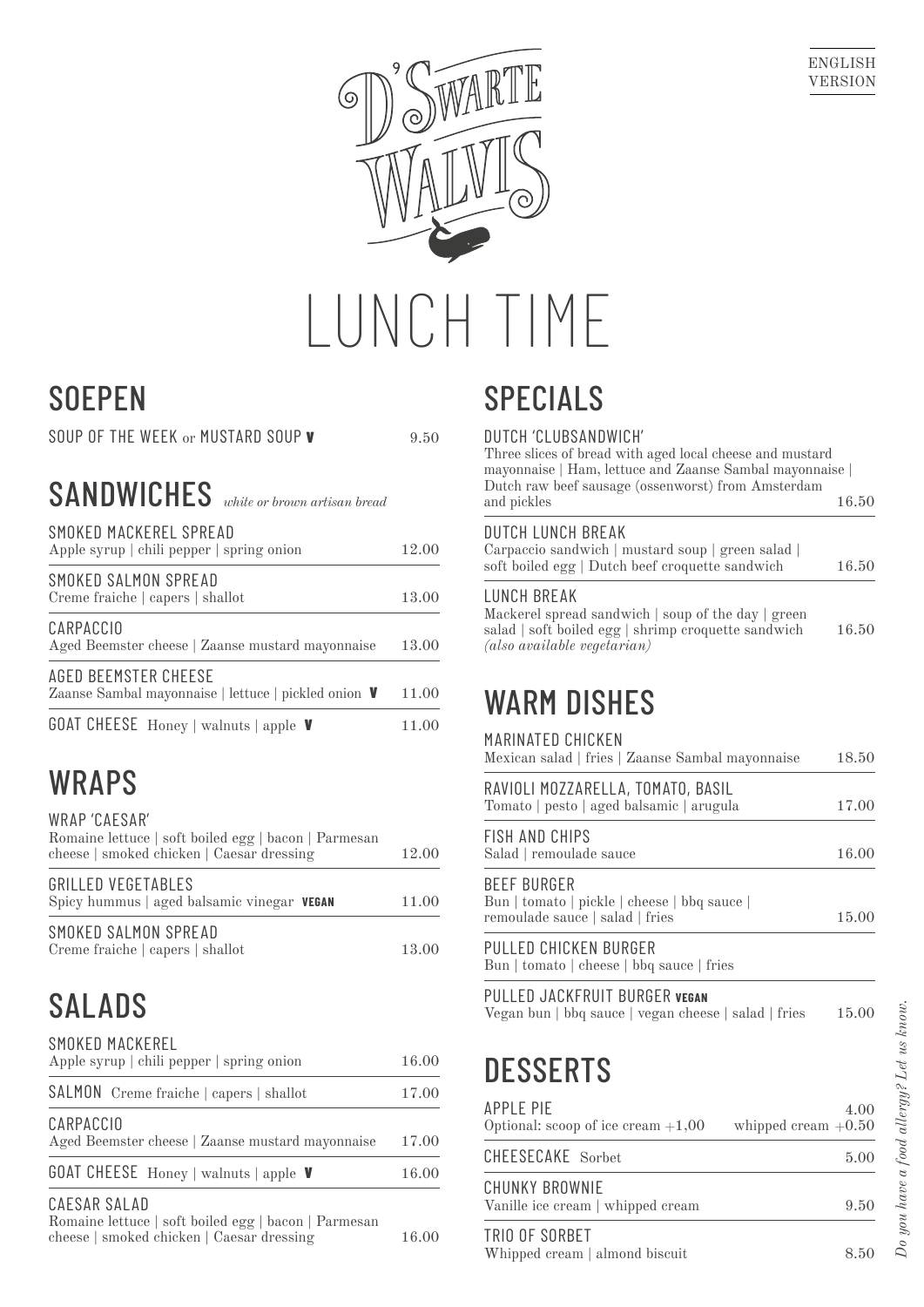ENGLISH VERSION

# D'SWARTE WALVIS

# LUNCH TIME

## SOEPEN

SOUP OF THE WEEK or MUSTARD SOUP **V** 9.50

## SANDWICHES *white or brown artisan bread*

SMOKED MACKEREL SPREAD
Apple syrup | chili pepper | spring onion 12.00

SMOKED SALMON SPREAD
Creme fraiche | capers | shallot 13.00

CARPACCIO
Aged Beemster cheese | Zaanse mustard mayonnaise 13.00

AGED BEEMSTER CHEESE
Zaanse Sambal mayonnaise | lettuce | pickled onion **V** 11.00

GOAT CHEESE Honey | walnuts | apple **V** 11.00

## WRAPS

WRAP 'CAESAR'
Romaine lettuce | soft boiled egg | bacon | Parmesan cheese | smoked chicken | Caesar dressing 12.00

GRILLED VEGETABLES
Spicy hummus | aged balsamic vinegar **VEGAN** 11.00

SMOKED SALMON SPREAD
Creme fraiche | capers | shallot 13.00

## SALADS

SMOKED MACKEREL
Apple syrup | chili pepper | spring onion 16.00

SALMON Creme fraiche | capers | shallot 17.00

CARPACCIO
Aged Beemster cheese | Zaanse mustard mayonnaise 17.00

GOAT CHEESE Honey | walnuts | apple **V** 16.00

CAESAR SALAD
Romaine lettuce | soft boiled egg | bacon | Parmesan cheese | smoked chicken | Caesar dressing 16.00

## SPECIALS

DUTCH 'CLUBSANDWICH'
Three slices of bread with aged local cheese and mustard mayonnaise | Ham, lettuce and Zaanse Sambal mayonnaise | Dutch raw beef sausage (ossenworst) from Amsterdam and pickles 16.50

DUTCH LUNCH BREAK
Carpaccio sandwich | mustard soup | green salad | soft boiled egg | Dutch beef croquette sandwich 16.50

LUNCH BREAK
Mackerel spread sandwich | soup of the day | green salad | soft boiled egg | shrimp croquette sandwich *(also available vegetarian)* 16.50

## WARM DISHES

MARINATED CHICKEN
Mexican salad | fries | Zaanse Sambal mayonnaise 18.50

RAVIOLI MOZZARELLA, TOMATO, BASIL
Tomato | pesto | aged balsamic | arugula 17.00

FISH AND CHIPS
Salad | remoulade sauce 16.00

BEEF BURGER
Bun | tomato | pickle | cheese | bbq sauce | remoulade sauce | salad | fries 15.00

PULLED CHICKEN BURGER
Bun | tomato | cheese | bbq sauce | fries

PULLED JACKFRUIT BURGER **VEGAN**
Vegan bun | bbq sauce | vegan cheese | salad | fries 15.00

## DESSERTS

APPLE PIE 4.00
Optional: scoop of ice cream +1,00 whipped cream +0.50

CHEESECAKE Sorbet 5.00

CHUNKY BROWNIE
Vanille ice cream | whipped cream 9.50

TRIO OF SORBET
Whipped cream | almond biscuit 8.50

*Do you have a food allergy? Let us know.*